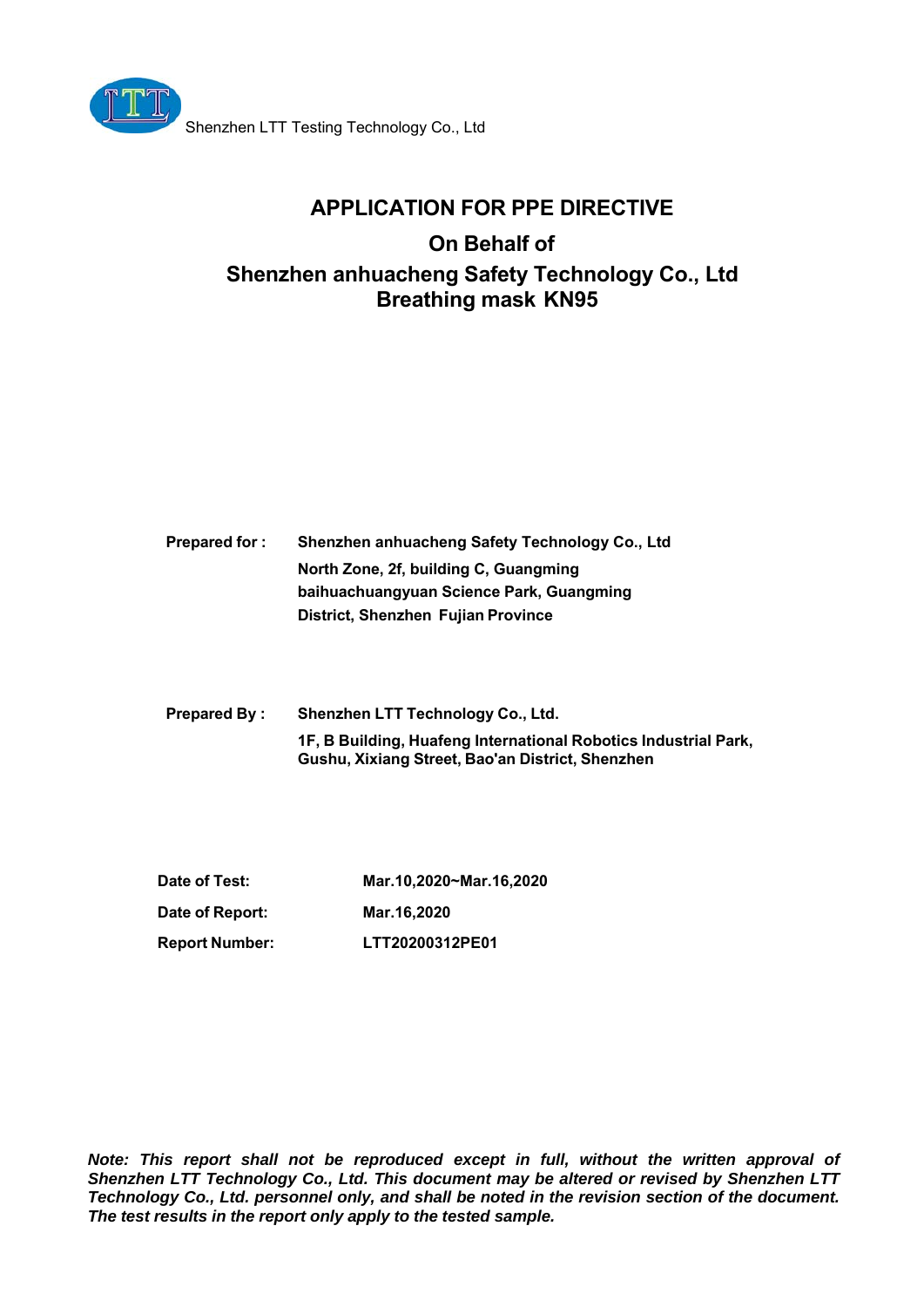Shenzhen LTT Testing Technology Co., Ltd

# APPLICATION FOR PPE DIRECTIVE

## On Behalf of

## Shenzhen anhuacheng Safety Technology Co., Ltd
## Breathing mask KN95

**Prepared for :** **Shenzhen anhuacheng Safety Technology Co., Ltd**
**North Zone, 2f, building C, Guangming baihuachuangyuan Science Park, Guangming District, Shenzhen Fujian Province**

**Prepared By :** **Shenzhen LTT Technology Co., Ltd.**
**1F, B Building, Huafeng International Robotics Industrial Park, Gushu, Xixiang Street, Bao'an District, Shenzhen**

| | |
|---|---|
| **Date of Test:** | **Mar.10,2020~Mar.16,2020** |
| **Date of Report:** | **Mar.16,2020** |
| **Report Number:** | **LTT20200312PE01** |

***Note: This report shall not be reproduced except in full, without the written approval of Shenzhen LTT Technology Co., Ltd. This document may be altered or revised by Shenzhen LTT Technology Co., Ltd. personnel only, and shall be noted in the revision section of the document. The test results in the report only apply to the tested sample.***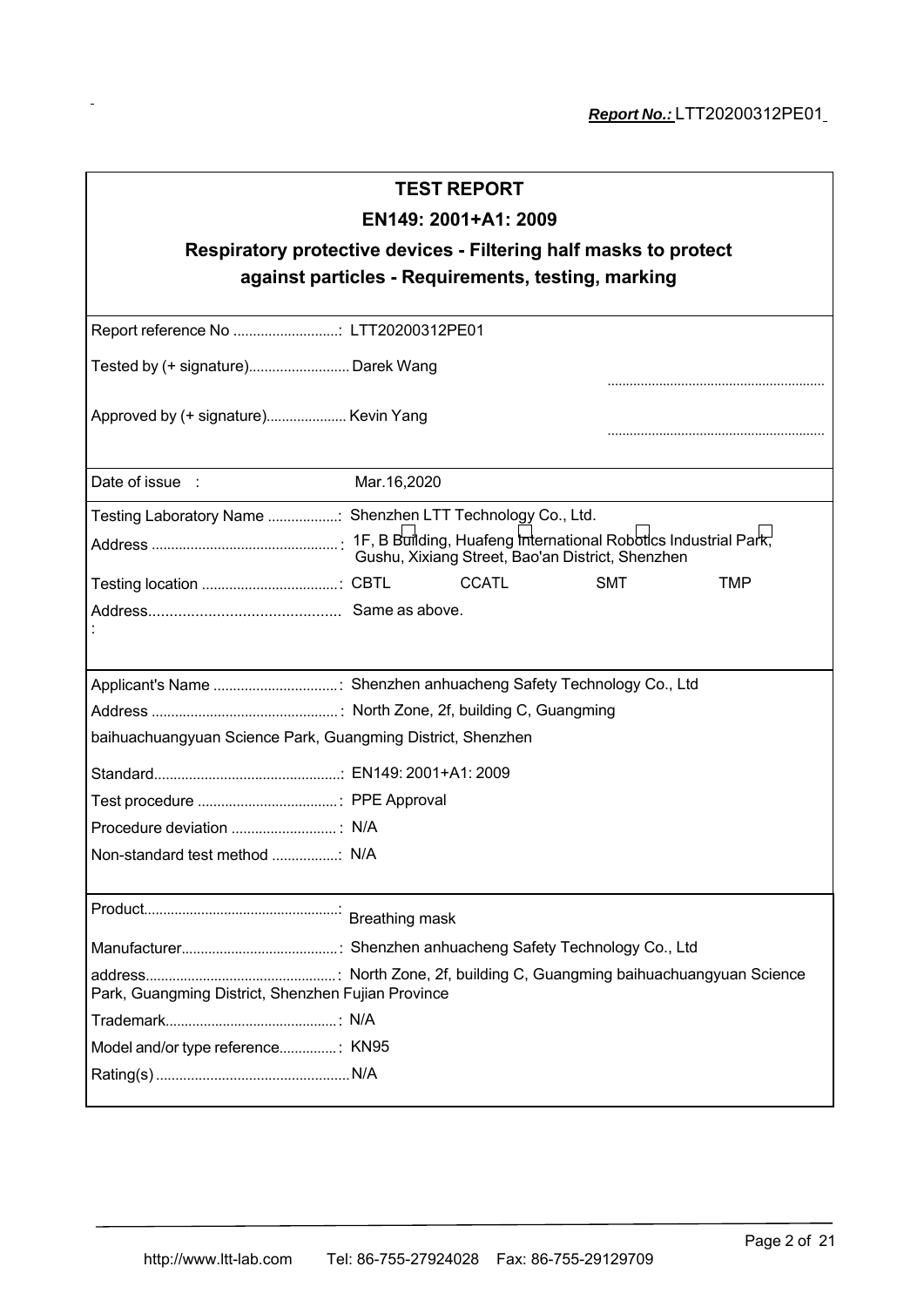*Report No.:* LTT20200312PE01

**TEST REPORT**

**EN149: 2001+A1: 2009**

**Respiratory protective devices - Filtering half masks to protect against particles - Requirements, testing, marking**

Report reference No ...........................: LTT20200312PE01

Tested by (+ signature).......................... Darek Wang ..........................................................

Approved by (+ signature).................... Kevin Yang ..........................................................

Date of issue : Mar.16,2020

Testing Laboratory Name ..................: Shenzhen LTT Technology Co., Ltd.

Address ................................................: 1F, B Building, Huafeng International Robotics Industrial Park, Gushu, Xixiang Street, Bao'an District, Shenzhen

Testing location ...................................: CBTL CCATL SMT TMP

Address............................................: Same as above.

Applicant's Name ................................: Shenzhen anhuacheng Safety Technology Co., Ltd

Address ................................................: North Zone, 2f, building C, Guangming baihuachuangyuan Science Park, Guangming District, Shenzhen

Standard................................................: EN149: 2001+A1: 2009

Test procedure ....................................: PPE Approval

Procedure deviation ...........................: N/A

Non-standard test method .................: N/A

Product...................................................: Breathing mask

Manufacturer.........................................: Shenzhen anhuacheng Safety Technology Co., Ltd

address.................................................: North Zone, 2f, building C, Guangming baihuachuangyuan Science Park, Guangming District, Shenzhen Fujian Province

Trademark............................................: N/A

Model and/or type reference...............: KN95

Rating(s) .................................................N/A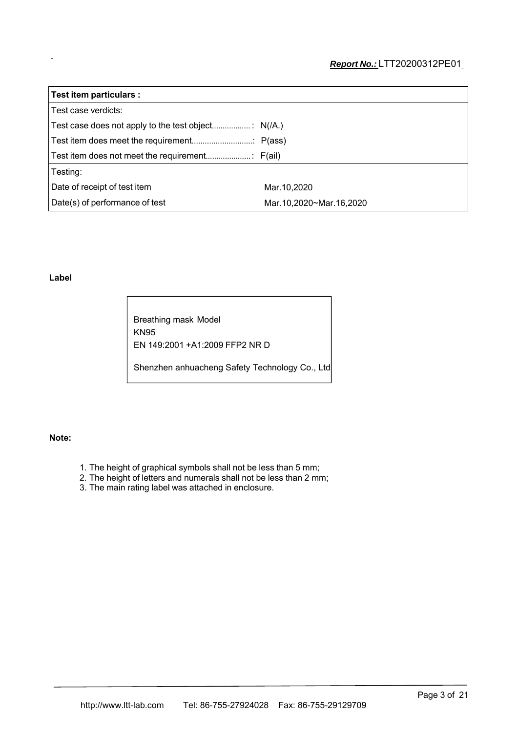| **Test item particulars :** | |
|---|---|
| Test case verdicts: | |
| Test case does not apply to the test object..................: N(/A.) | |
| Test item does meet the requirement............................: P(ass) | |
| Test item does not meet the requirement.....................: F(ail) | |
| Testing: | |
| Date of receipt of test item | Mar.10,2020 |
| Date(s) of performance of test | Mar.10,2020~Mar.16,2020 |

**Label**

Breathing mask Model
KN95
EN 149:2001 +A1:2009 FFP2 NR D

Shenzhen anhuacheng Safety Technology Co., Ltd

**Note:**

1. The height of graphical symbols shall not be less than 5 mm;
2. The height of letters and numerals shall not be less than 2 mm;
3. The main rating label was attached in enclosure.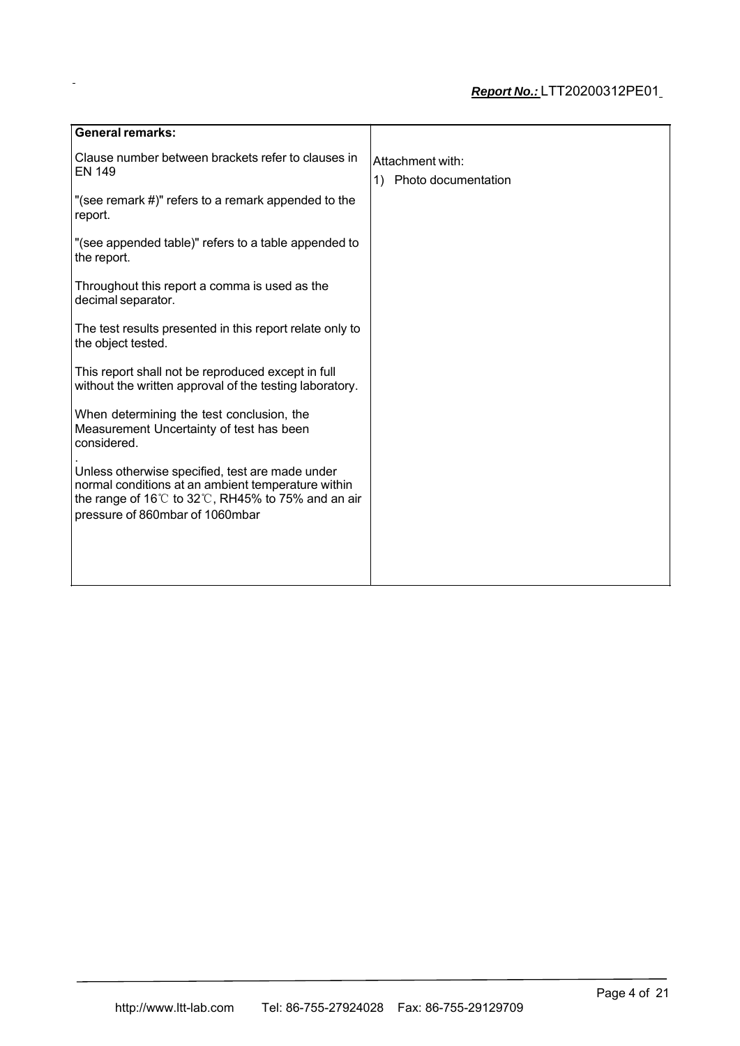| General remarks: | |
|---|---|
| Clause number between brackets refer to clauses in EN 149<br><br>"(see remark #)" refers to a remark appended to the report.<br><br>"(see appended table)" refers to a table appended to the report.<br><br>Throughout this report a comma is used as the decimal separator.<br><br>The test results presented in this report relate only to the object tested.<br><br>This report shall not be reproduced except in full without the written approval of the testing laboratory.<br><br>When determining the test conclusion, the Measurement Uncertainty of test has been considered.<br><br>Unless otherwise specified, test are made under normal conditions at an ambient temperature within the range of 16℃ to 32℃, RH45% to 75% and an air pressure of 860mbar of 1060mbar | Attachment with:<br>1) Photo documentation |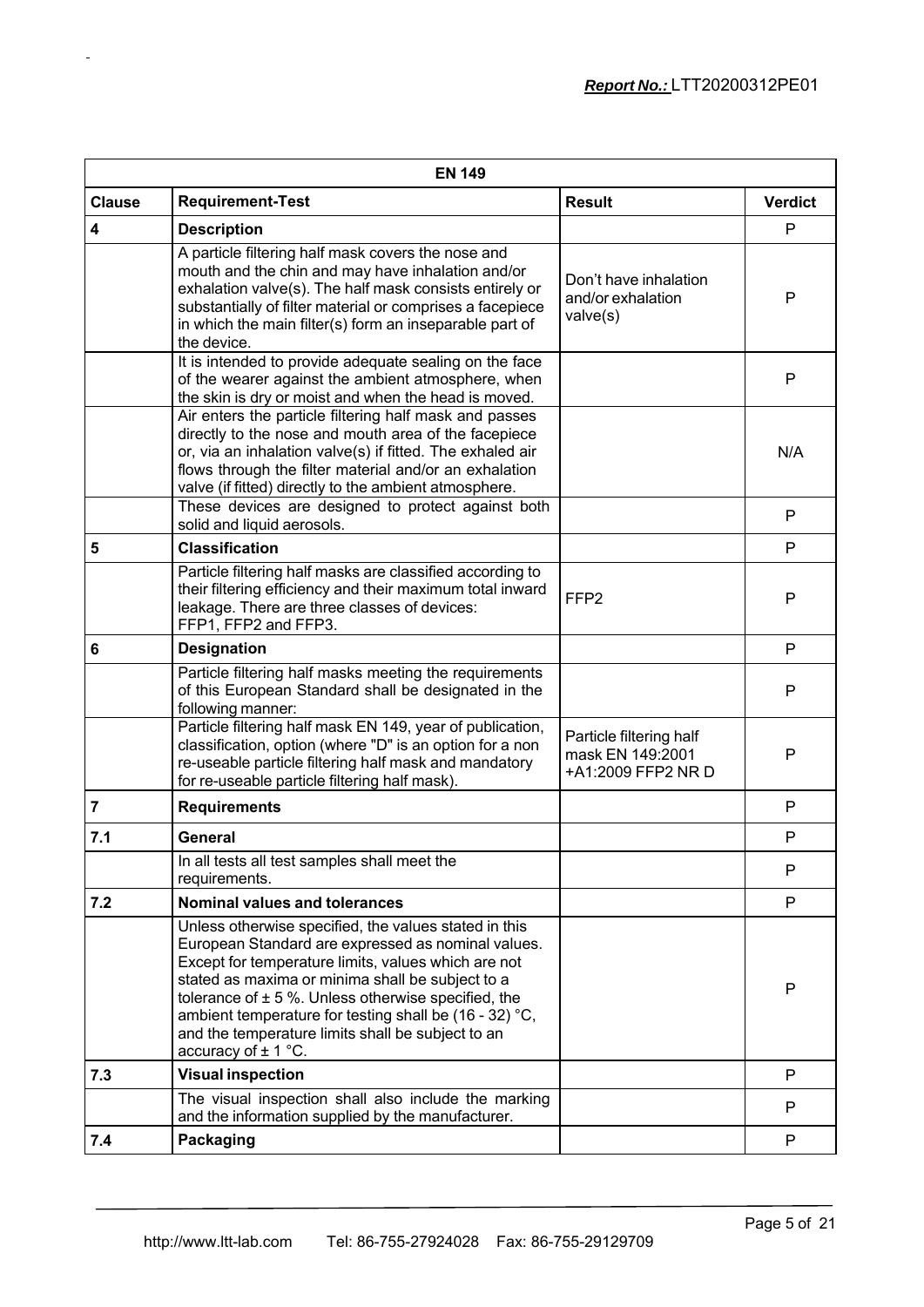| EN 149 | | | |
|---|---|---|---|
| **Clause** | **Requirement-Test** | **Result** | **Verdict** |
| **4** | **Description** | | P |
| | A particle filtering half mask covers the nose and mouth and the chin and may have inhalation and/or exhalation valve(s). The half mask consists entirely or substantially of filter material or comprises a facepiece in which the main filter(s) form an inseparable part of the device. | Don't have inhalation and/or exhalation valve(s) | P |
| | It is intended to provide adequate sealing on the face of the wearer against the ambient atmosphere, when the skin is dry or moist and when the head is moved. | | P |
| | Air enters the particle filtering half mask and passes directly to the nose and mouth area of the facepiece or, via an inhalation valve(s) if fitted. The exhaled air flows through the filter material and/or an exhalation valve (if fitted) directly to the ambient atmosphere. | | N/A |
| | These devices are designed to protect against both solid and liquid aerosols. | | P |
| **5** | **Classification** | | P |
| | Particle filtering half masks are classified according to their filtering efficiency and their maximum total inward leakage. There are three classes of devices: FFP1, FFP2 and FFP3. | FFP2 | P |
| **6** | **Designation** | | P |
| | Particle filtering half masks meeting the requirements of this European Standard shall be designated in the following manner: | | P |
| | Particle filtering half mask EN 149, year of publication, classification, option (where "D" is an option for a non re-useable particle filtering half mask and mandatory for re-useable particle filtering half mask). | Particle filtering half mask EN 149:2001 +A1:2009 FFP2 NR D | P |
| **7** | **Requirements** | | P |
| **7.1** | **General** | | P |
| | In all tests all test samples shall meet the requirements. | | P |
| **7.2** | **Nominal values and tolerances** | | P |
| | Unless otherwise specified, the values stated in this European Standard are expressed as nominal values. Except for temperature limits, values which are not stated as maxima or minima shall be subject to a tolerance of ± 5 %. Unless otherwise specified, the ambient temperature for testing shall be (16 - 32) °C, and the temperature limits shall be subject to an accuracy of ± 1 °C. | | P |
| **7.3** | **Visual inspection** | | P |
| | The visual inspection shall also include the marking and the information supplied by the manufacturer. | | P |
| **7.4** | **Packaging** | | P |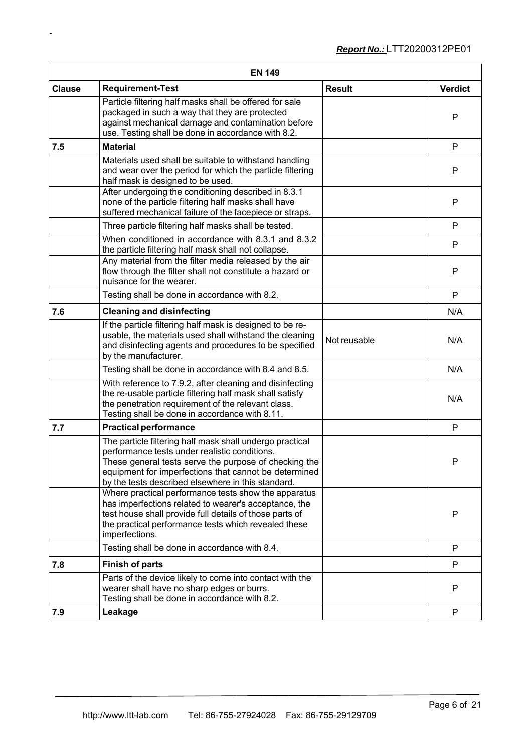| EN 149 | | | |
|---|---|---|---|
| **Clause** | **Requirement-Test** | **Result** | **Verdict** |
| | Particle filtering half masks shall be offered for sale packaged in such a way that they are protected against mechanical damage and contamination before use. Testing shall be done in accordance with 8.2. | | P |
| **7.5** | **Material** | | P |
| | Materials used shall be suitable to withstand handling and wear over the period for which the particle filtering half mask is designed to be used. | | P |
| | After undergoing the conditioning described in 8.3.1 none of the particle filtering half masks shall have suffered mechanical failure of the facepiece or straps. | | P |
| | Three particle filtering half masks shall be tested. | | P |
| | When conditioned in accordance with 8.3.1 and 8.3.2 the particle filtering half mask shall not collapse. | | P |
| | Any material from the filter media released by the air flow through the filter shall not constitute a hazard or nuisance for the wearer. | | P |
| | Testing shall be done in accordance with 8.2. | | P |
| **7.6** | **Cleaning and disinfecting** | | N/A |
| | If the particle filtering half mask is designed to be re-usable, the materials used shall withstand the cleaning and disinfecting agents and procedures to be specified by the manufacturer. | Not reusable | N/A |
| | Testing shall be done in accordance with 8.4 and 8.5. | | N/A |
| | With reference to 7.9.2, after cleaning and disinfecting the re-usable particle filtering half mask shall satisfy the penetration requirement of the relevant class. Testing shall be done in accordance with 8.11. | | N/A |
| **7.7** | **Practical performance** | | P |
| | The particle filtering half mask shall undergo practical performance tests under realistic conditions. These general tests serve the purpose of checking the equipment for imperfections that cannot be determined by the tests described elsewhere in this standard. | | P |
| | Where practical performance tests show the apparatus has imperfections related to wearer's acceptance, the test house shall provide full details of those parts of the practical performance tests which revealed these imperfections. | | P |
| | Testing shall be done in accordance with 8.4. | | P |
| **7.8** | **Finish of parts** | | P |
| | Parts of the device likely to come into contact with the wearer shall have no sharp edges or burrs. Testing shall be done in accordance with 8.2. | | P |
| **7.9** | **Leakage** | | P |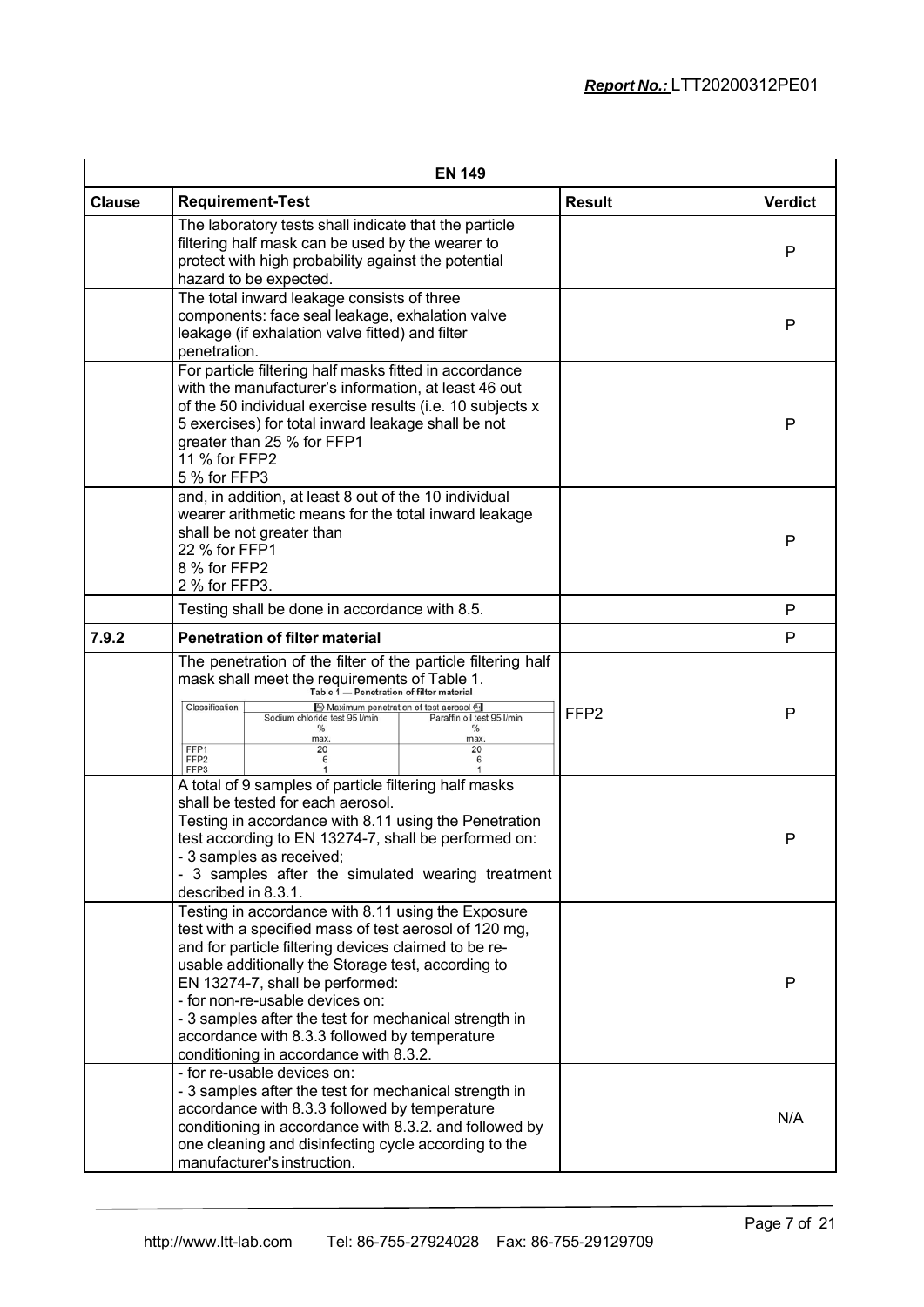| EN 149 | | | |
|---|---|---|---|
| **Clause** | **Requirement-Test** | **Result** | **Verdict** |
| | The laboratory tests shall indicate that the particle filtering half mask can be used by the wearer to protect with high probability against the potential hazard to be expected. | | P |
| | The total inward leakage consists of three components: face seal leakage, exhalation valve leakage (if exhalation valve fitted) and filter penetration. | | P |
| | For particle filtering half masks fitted in accordance with the manufacturer's information, at least 46 out of the 50 individual exercise results (i.e. 10 subjects x 5 exercises) for total inward leakage shall be not greater than 25 % for FFP1<br>11 % for FFP2<br>5 % for FFP3 | | P |
| | and, in addition, at least 8 out of the 10 individual wearer arithmetic means for the total inward leakage shall be not greater than<br>22 % for FFP1<br>8 % for FFP2<br>2 % for FFP3. | | P |
| | Testing shall be done in accordance with 8.5. | | P |
| **7.9.2** | **Penetration of filter material** | | P |
| | The penetration of the filter of the particle filtering half mask shall meet the requirements of Table 1.<br>Table 1 — Penetration of filter material<br>Classification / Maximum penetration of test aerosol: Sodium chloride test 95 l/min % max. / Paraffin oil test 95 l/min % max.<br>FFP1: 20 / 20<br>FFP2: 6 / 6<br>FFP3: 1 / 1 | FFP2 | P |
| | A total of 9 samples of particle filtering half masks shall be tested for each aerosol.<br>Testing in accordance with 8.11 using the Penetration test according to EN 13274-7, shall be performed on:<br>- 3 samples as received;<br>- 3 samples after the simulated wearing treatment described in 8.3.1. | | P |
| | Testing in accordance with 8.11 using the Exposure test with a specified mass of test aerosol of 120 mg, and for particle filtering devices claimed to be re-usable additionally the Storage test, according to EN 13274-7, shall be performed:<br>- for non-re-usable devices on:<br>- 3 samples after the test for mechanical strength in accordance with 8.3.3 followed by temperature conditioning in accordance with 8.3.2. | | P |
| | - for re-usable devices on:<br>- 3 samples after the test for mechanical strength in accordance with 8.3.3 followed by temperature conditioning in accordance with 8.3.2. and followed by one cleaning and disinfecting cycle according to the manufacturer's instruction. | | N/A |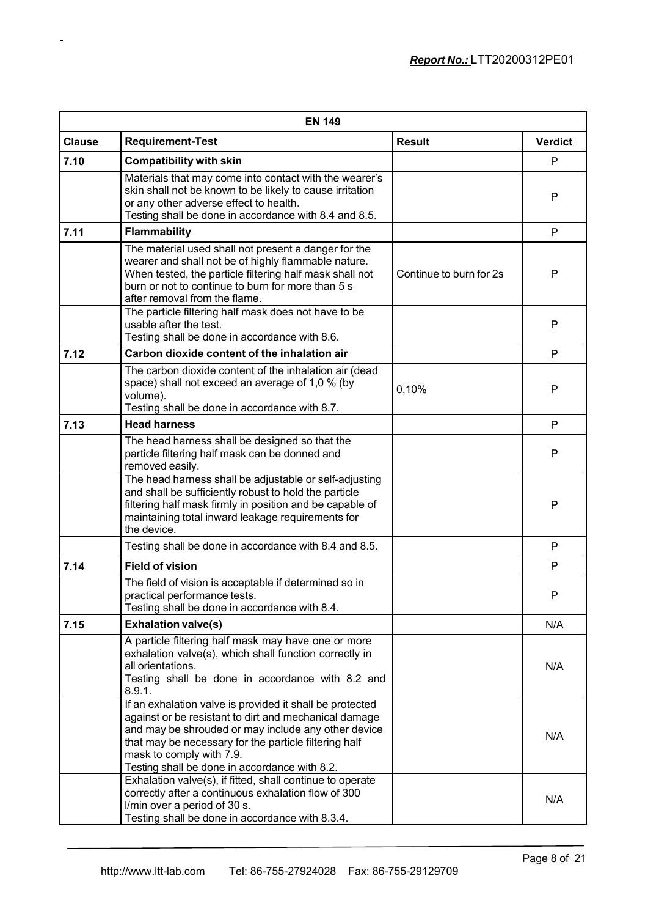| EN 149 | | | |
|---|---|---|---|
| **Clause** | **Requirement-Test** | **Result** | **Verdict** |
| **7.10** | **Compatibility with skin** | | P |
| | Materials that may come into contact with the wearer's skin shall not be known to be likely to cause irritation or any other adverse effect to health.<br>Testing shall be done in accordance with 8.4 and 8.5. | | P |
| **7.11** | **Flammability** | | P |
| | The material used shall not present a danger for the wearer and shall not be of highly flammable nature. When tested, the particle filtering half mask shall not burn or not to continue to burn for more than 5 s after removal from the flame. | Continue to burn for 2s | P |
| | The particle filtering half mask does not have to be usable after the test.<br>Testing shall be done in accordance with 8.6. | | P |
| **7.12** | **Carbon dioxide content of the inhalation air** | | P |
| | The carbon dioxide content of the inhalation air (dead space) shall not exceed an average of 1,0 % (by volume).<br>Testing shall be done in accordance with 8.7. | 0,10% | P |
| **7.13** | **Head harness** | | P |
| | The head harness shall be designed so that the particle filtering half mask can be donned and removed easily. | | P |
| | The head harness shall be adjustable or self-adjusting and shall be sufficiently robust to hold the particle filtering half mask firmly in position and be capable of maintaining total inward leakage requirements for the device. | | P |
| | Testing shall be done in accordance with 8.4 and 8.5. | | P |
| **7.14** | **Field of vision** | | P |
| | The field of vision is acceptable if determined so in practical performance tests.<br>Testing shall be done in accordance with 8.4. | | P |
| **7.15** | **Exhalation valve(s)** | | N/A |
| | A particle filtering half mask may have one or more exhalation valve(s), which shall function correctly in all orientations.<br>Testing shall be done in accordance with 8.2 and 8.9.1. | | N/A |
| | If an exhalation valve is provided it shall be protected against or be resistant to dirt and mechanical damage and may be shrouded or may include any other device that may be necessary for the particle filtering half mask to comply with 7.9.<br>Testing shall be done in accordance with 8.2. | | N/A |
| | Exhalation valve(s), if fitted, shall continue to operate correctly after a continuous exhalation flow of 300 l/min over a period of 30 s.<br>Testing shall be done in accordance with 8.3.4. | | N/A |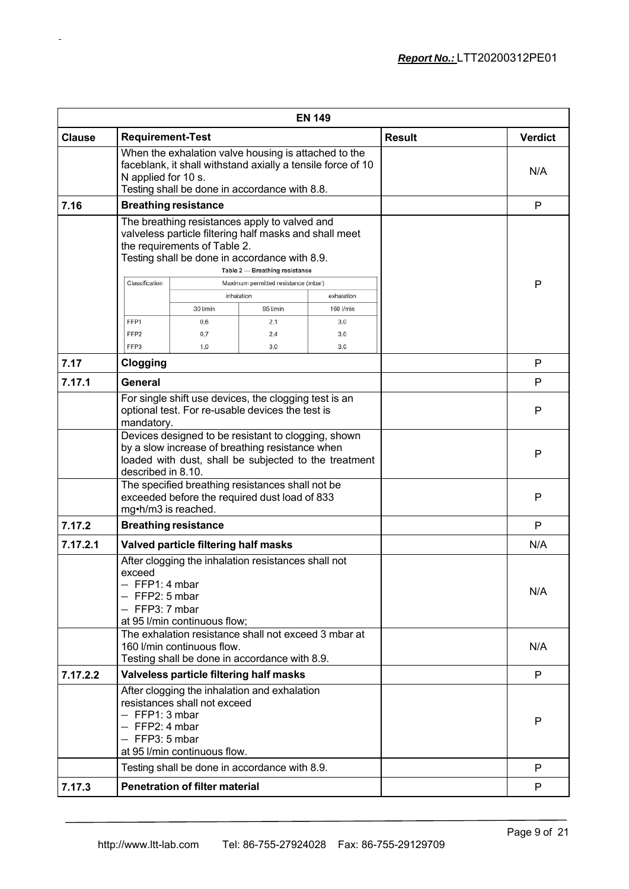**Report No.:** LTT20200312PE01

| EN 149 | | | |
|---|---|---|---|
| **Clause** | **Requirement-Test** | **Result** | **Verdict** |
| | When the exhalation valve housing is attached to the faceblank, it shall withstand axially a tensile force of 10 N applied for 10 s.<br>Testing shall be done in accordance with 8.8. | | N/A |
| **7.16** | **Breathing resistance** | | P |
| | The breathing resistances apply to valved and valveless particle filtering half masks and shall meet the requirements of Table 2.<br>Testing shall be done in accordance with 8.9.<br>Table 2 — Breathing resistance<br>Classification / Maximum permitted resistance (mbar): inhalation 30 l/min, inhalation 95 l/min, exhalation 160 l/min<br>FFP1: 0,6 / 2,1 / 3,0<br>FFP2: 0,7 / 2,4 / 3,0<br>FFP3: 1,0 / 3,0 / 3,0 | | P |
| **7.17** | **Clogging** | | P |
| **7.17.1** | **General** | | P |
| | For single shift use devices, the clogging test is an optional test. For re-usable devices the test is mandatory. | | P |
| | Devices designed to be resistant to clogging, shown by a slow increase of breathing resistance when loaded with dust, shall be subjected to the treatment described in 8.10. | | P |
| | The specified breathing resistances shall not be exceeded before the required dust load of 833 mg•h/m3 is reached. | | P |
| **7.17.2** | **Breathing resistance** | | P |
| **7.17.2.1** | **Valved particle filtering half masks** | | N/A |
| | After clogging the inhalation resistances shall not exceed<br>– FFP1: 4 mbar<br>– FFP2: 5 mbar<br>– FFP3: 7 mbar<br>at 95 l/min continuous flow; | | N/A |
| | The exhalation resistance shall not exceed 3 mbar at 160 l/min continuous flow.<br>Testing shall be done in accordance with 8.9. | | N/A |
| **7.17.2.2** | **Valveless particle filtering half masks** | | P |
| | After clogging the inhalation and exhalation resistances shall not exceed<br>– FFP1: 3 mbar<br>– FFP2: 4 mbar<br>– FFP3: 5 mbar<br>at 95 l/min continuous flow. | | P |
| | Testing shall be done in accordance with 8.9. | | P |
| **7.17.3** | **Penetration of filter material** | | P |

http://www.ltt-lab.com Tel: 86-755-27924028 Fax: 86-755-29129709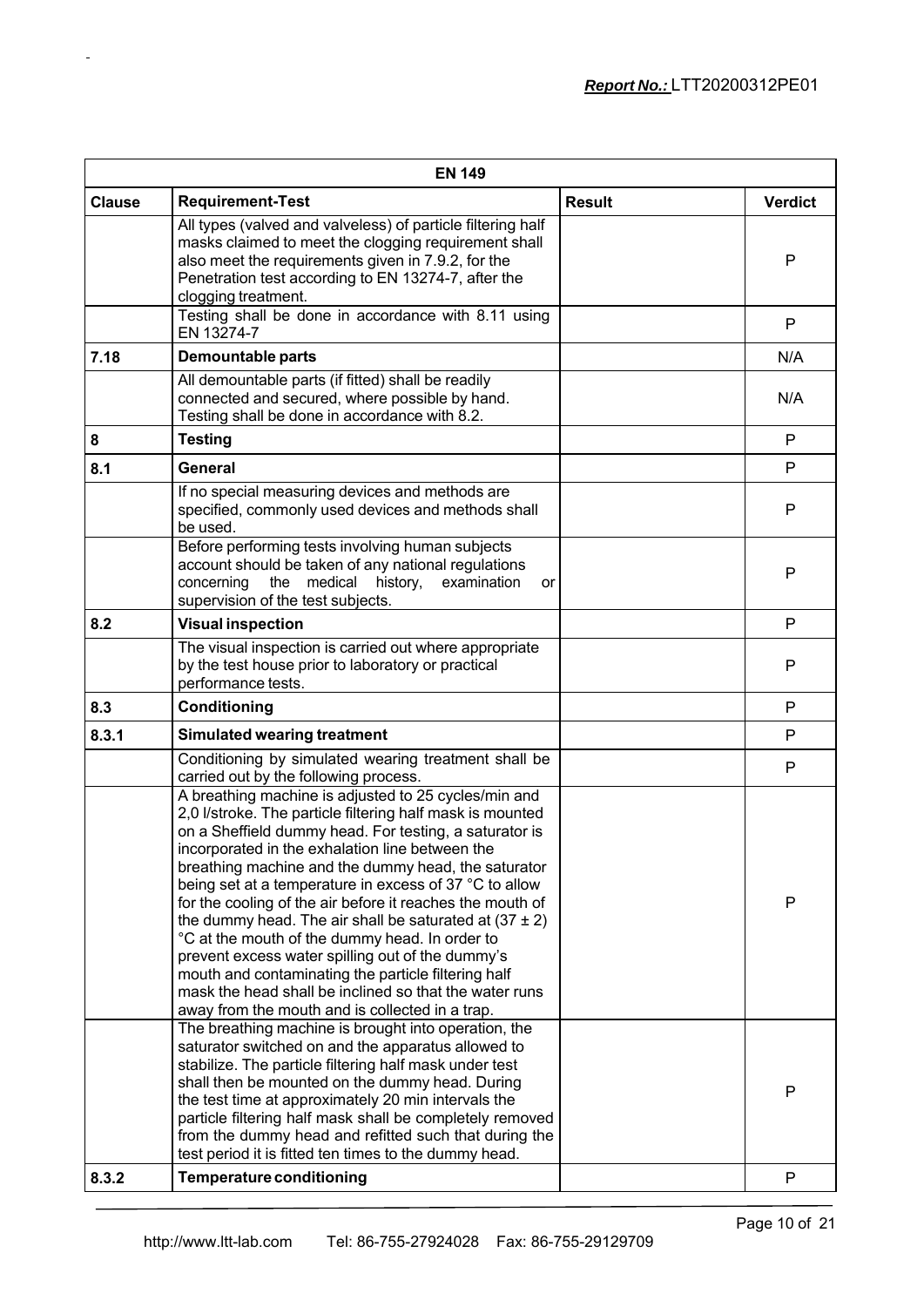| EN 149 | | | |
|---|---|---|---|
| **Clause** | **Requirement-Test** | **Result** | **Verdict** |
| | All types (valved and valveless) of particle filtering half masks claimed to meet the clogging requirement shall also meet the requirements given in 7.9.2, for the Penetration test according to EN 13274-7, after the clogging treatment. | | P |
| | Testing shall be done in accordance with 8.11 using EN 13274-7 | | P |
| **7.18** | **Demountable parts** | | N/A |
| | All demountable parts (if fitted) shall be readily connected and secured, where possible by hand. Testing shall be done in accordance with 8.2. | | N/A |
| **8** | **Testing** | | P |
| **8.1** | **General** | | P |
| | If no special measuring devices and methods are specified, commonly used devices and methods shall be used. | | P |
| | Before performing tests involving human subjects account should be taken of any national regulations concerning the medical history, examination or supervision of the test subjects. | | P |
| **8.2** | **Visual inspection** | | P |
| | The visual inspection is carried out where appropriate by the test house prior to laboratory or practical performance tests. | | P |
| **8.3** | **Conditioning** | | P |
| **8.3.1** | **Simulated wearing treatment** | | P |
| | Conditioning by simulated wearing treatment shall be carried out by the following process. | | P |
| | A breathing machine is adjusted to 25 cycles/min and 2,0 l/stroke. The particle filtering half mask is mounted on a Sheffield dummy head. For testing, a saturator is incorporated in the exhalation line between the breathing machine and the dummy head, the saturator being set at a temperature in excess of 37 °C to allow for the cooling of the air before it reaches the mouth of the dummy head. The air shall be saturated at (37 ± 2) °C at the mouth of the dummy head. In order to prevent excess water spilling out of the dummy's mouth and contaminating the particle filtering half mask the head shall be inclined so that the water runs away from the mouth and is collected in a trap. | | P |
| | The breathing machine is brought into operation, the saturator switched on and the apparatus allowed to stabilize. The particle filtering half mask under test shall then be mounted on the dummy head. During the test time at approximately 20 min intervals the particle filtering half mask shall be completely removed from the dummy head and refitted such that during the test period it is fitted ten times to the dummy head. | | P |
| **8.3.2** | **Temperature conditioning** | | P |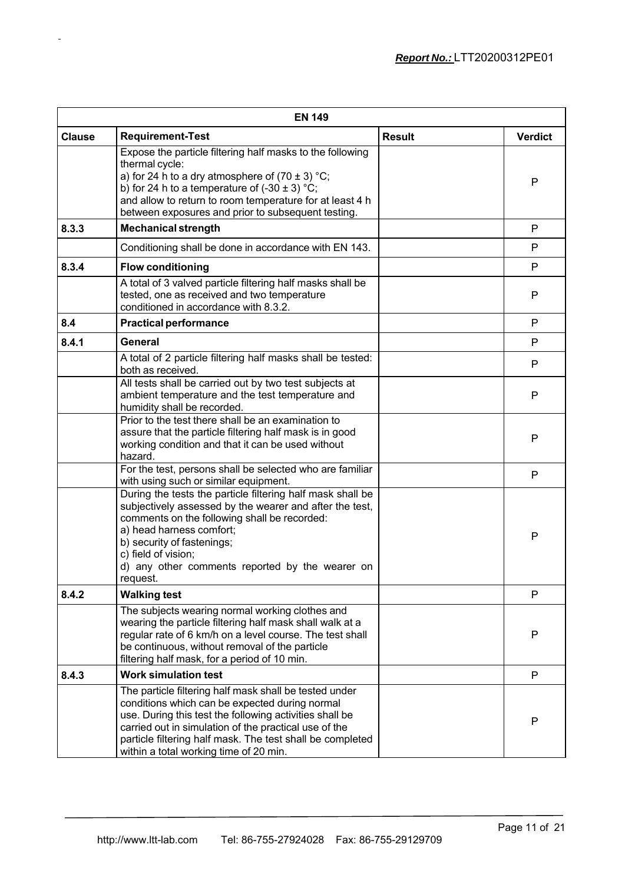| EN 149 | | | |
|---|---|---|---|
| **Clause** | **Requirement-Test** | **Result** | **Verdict** |
| | Expose the particle filtering half masks to the following thermal cycle:<br>a) for 24 h to a dry atmosphere of (70 ± 3) °C;<br>b) for 24 h to a temperature of (-30 ± 3) °C;<br>and allow to return to room temperature for at least 4 h between exposures and prior to subsequent testing. | | P |
| 8.3.3 | **Mechanical strength** | | P |
| | Conditioning shall be done in accordance with EN 143. | | P |
| 8.3.4 | **Flow conditioning** | | P |
| | A total of 3 valved particle filtering half masks shall be tested, one as received and two temperature conditioned in accordance with 8.3.2. | | P |
| 8.4 | **Practical performance** | | P |
| 8.4.1 | **General** | | P |
| | A total of 2 particle filtering half masks shall be tested: both as received. | | P |
| | All tests shall be carried out by two test subjects at ambient temperature and the test temperature and humidity shall be recorded. | | P |
| | Prior to the test there shall be an examination to assure that the particle filtering half mask is in good working condition and that it can be used without hazard. | | P |
| | For the test, persons shall be selected who are familiar with using such or similar equipment. | | P |
| | During the tests the particle filtering half mask shall be subjectively assessed by the wearer and after the test, comments on the following shall be recorded:<br>a) head harness comfort;<br>b) security of fastenings;<br>c) field of vision;<br>d) any other comments reported by the wearer on request. | | P |
| 8.4.2 | **Walking test** | | P |
| | The subjects wearing normal working clothes and wearing the particle filtering half mask shall walk at a regular rate of 6 km/h on a level course. The test shall be continuous, without removal of the particle filtering half mask, for a period of 10 min. | | P |
| 8.4.3 | **Work simulation test** | | P |
| | The particle filtering half mask shall be tested under conditions which can be expected during normal use. During this test the following activities shall be carried out in simulation of the practical use of the particle filtering half mask. The test shall be completed within a total working time of 20 min. | | P |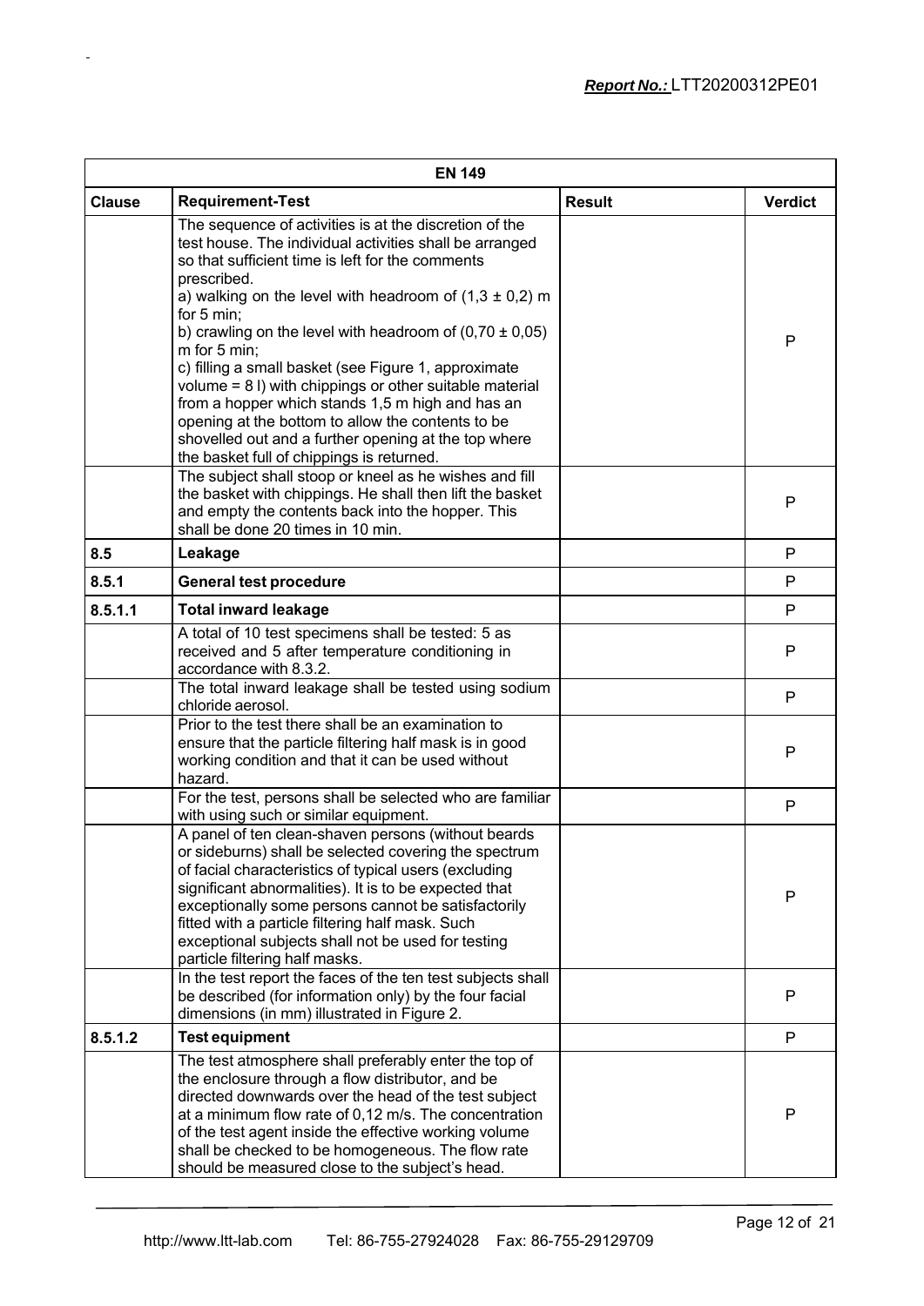| EN 149 | | | |
|---|---|---|---|
| **Clause** | **Requirement-Test** | **Result** | **Verdict** |
| | The sequence of activities is at the discretion of the test house. The individual activities shall be arranged so that sufficient time is left for the comments prescribed.<br>a) walking on the level with headroom of (1,3 ± 0,2) m for 5 min;<br>b) crawling on the level with headroom of (0,70 ± 0,05) m for 5 min;<br>c) filling a small basket (see Figure 1, approximate volume = 8 l) with chippings or other suitable material from a hopper which stands 1,5 m high and has an opening at the bottom to allow the contents to be shovelled out and a further opening at the top where the basket full of chippings is returned. | | P |
| | The subject shall stoop or kneel as he wishes and fill the basket with chippings. He shall then lift the basket and empty the contents back into the hopper. This shall be done 20 times in 10 min. | | P |
| **8.5** | **Leakage** | | P |
| **8.5.1** | **General test procedure** | | P |
| **8.5.1.1** | **Total inward leakage** | | P |
| | A total of 10 test specimens shall be tested: 5 as received and 5 after temperature conditioning in accordance with 8.3.2. | | P |
| | The total inward leakage shall be tested using sodium chloride aerosol. | | P |
| | Prior to the test there shall be an examination to ensure that the particle filtering half mask is in good working condition and that it can be used without hazard. | | P |
| | For the test, persons shall be selected who are familiar with using such or similar equipment. | | P |
| | A panel of ten clean-shaven persons (without beards or sideburns) shall be selected covering the spectrum of facial characteristics of typical users (excluding significant abnormalities). It is to be expected that exceptionally some persons cannot be satisfactorily fitted with a particle filtering half mask. Such exceptional subjects shall not be used for testing particle filtering half masks. | | P |
| | In the test report the faces of the ten test subjects shall be described (for information only) by the four facial dimensions (in mm) illustrated in Figure 2. | | P |
| **8.5.1.2** | **Test equipment** | | P |
| | The test atmosphere shall preferably enter the top of the enclosure through a flow distributor, and be directed downwards over the head of the test subject at a minimum flow rate of 0,12 m/s. The concentration of the test agent inside the effective working volume shall be checked to be homogeneous. The flow rate should be measured close to the subject's head. | | P |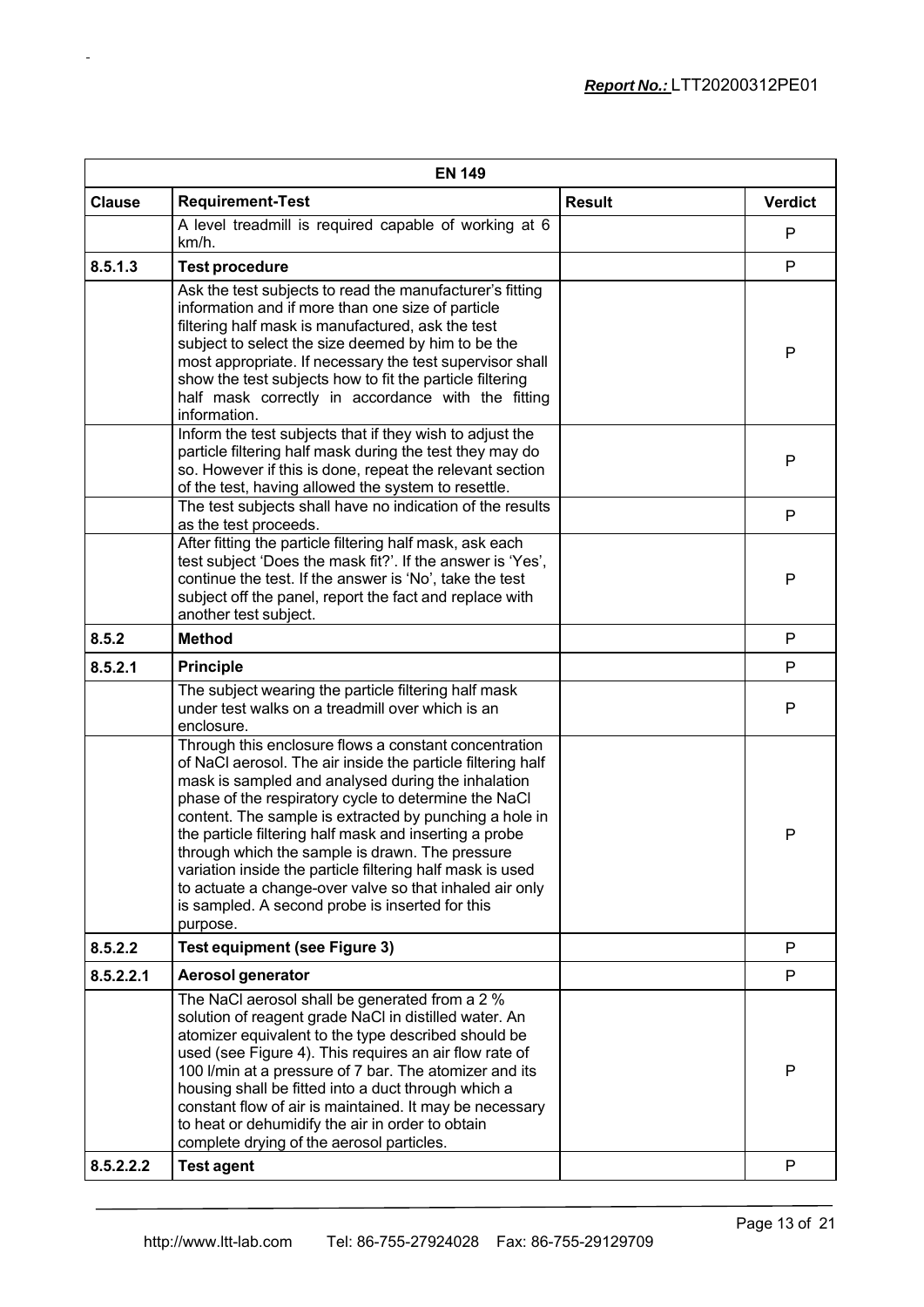| EN 149 | | | |
|---|---|---|---|
| **Clause** | **Requirement-Test** | **Result** | **Verdict** |
| | A level treadmill is required capable of working at 6 km/h. | | P |
| **8.5.1.3** | **Test procedure** | | P |
| | Ask the test subjects to read the manufacturer's fitting information and if more than one size of particle filtering half mask is manufactured, ask the test subject to select the size deemed by him to be the most appropriate. If necessary the test supervisor shall show the test subjects how to fit the particle filtering half mask correctly in accordance with the fitting information. | | P |
| | Inform the test subjects that if they wish to adjust the particle filtering half mask during the test they may do so. However if this is done, repeat the relevant section of the test, having allowed the system to resettle. | | P |
| | The test subjects shall have no indication of the results as the test proceeds. | | P |
| | After fitting the particle filtering half mask, ask each test subject 'Does the mask fit?'. If the answer is 'Yes', continue the test. If the answer is 'No', take the test subject off the panel, report the fact and replace with another test subject. | | P |
| **8.5.2** | **Method** | | P |
| **8.5.2.1** | **Principle** | | P |
| | The subject wearing the particle filtering half mask under test walks on a treadmill over which is an enclosure. | | P |
| | Through this enclosure flows a constant concentration of NaCl aerosol. The air inside the particle filtering half mask is sampled and analysed during the inhalation phase of the respiratory cycle to determine the NaCl content. The sample is extracted by punching a hole in the particle filtering half mask and inserting a probe through which the sample is drawn. The pressure variation inside the particle filtering half mask is used to actuate a change-over valve so that inhaled air only is sampled. A second probe is inserted for this purpose. | | P |
| **8.5.2.2** | **Test equipment (see Figure 3)** | | P |
| **8.5.2.2.1** | **Aerosol generator** | | P |
| | The NaCl aerosol shall be generated from a 2 % solution of reagent grade NaCl in distilled water. An atomizer equivalent to the type described should be used (see Figure 4). This requires an air flow rate of 100 l/min at a pressure of 7 bar. The atomizer and its housing shall be fitted into a duct through which a constant flow of air is maintained. It may be necessary to heat or dehumidify the air in order to obtain complete drying of the aerosol particles. | | P |
| **8.5.2.2.2** | **Test agent** | | P |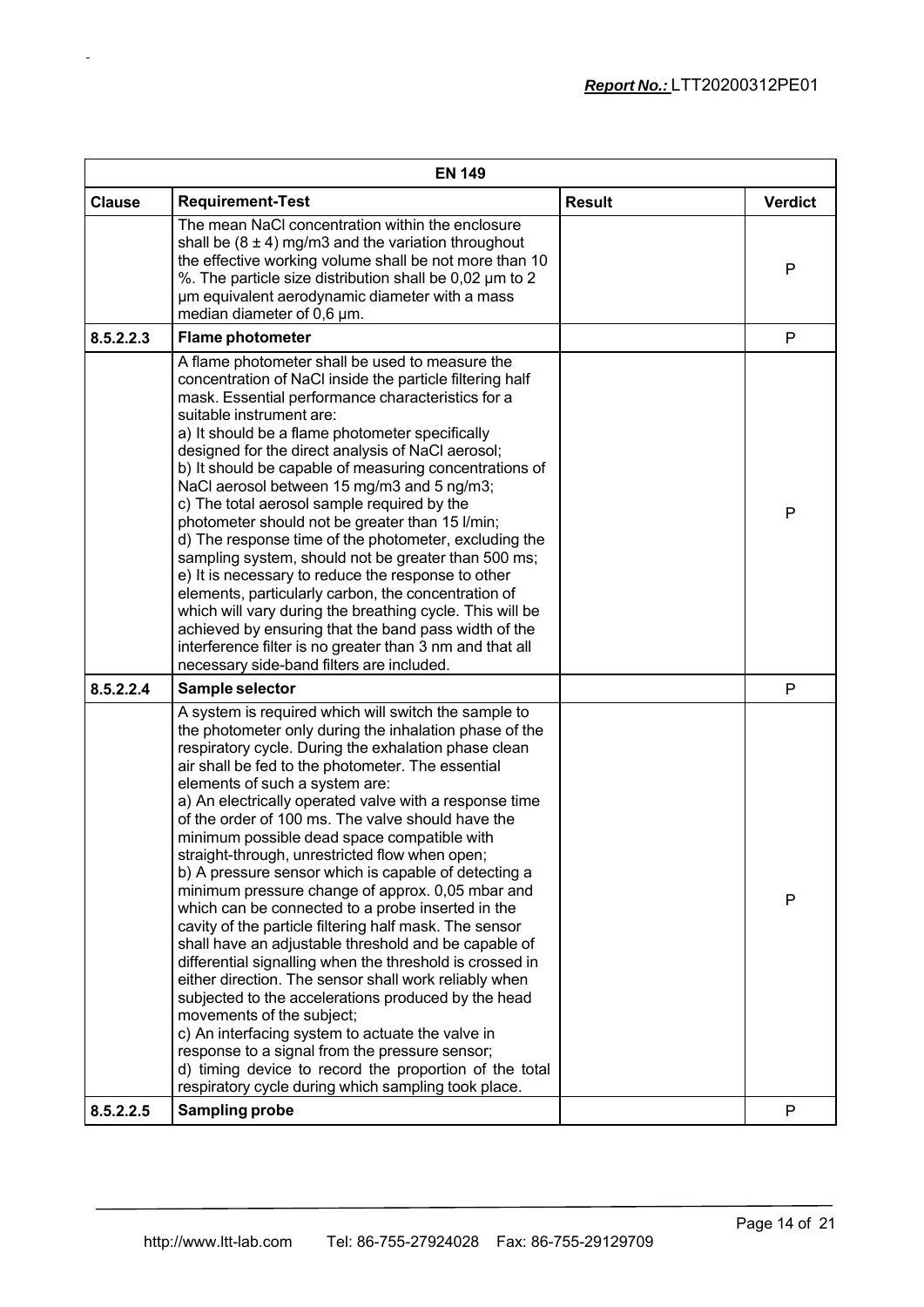| EN 149 | | | |
|---|---|---|---|
| **Clause** | **Requirement-Test** | **Result** | **Verdict** |
| | The mean NaCl concentration within the enclosure shall be (8 ± 4) mg/m3 and the variation throughout the effective working volume shall be not more than 10 %. The particle size distribution shall be 0,02 µm to 2 µm equivalent aerodynamic diameter with a mass median diameter of 0,6 µm. | | P |
| **8.5.2.2.3** | **Flame photometer** | | P |
| | A flame photometer shall be used to measure the concentration of NaCl inside the particle filtering half mask. Essential performance characteristics for a suitable instrument are:<br>a) It should be a flame photometer specifically designed for the direct analysis of NaCl aerosol;<br>b) It should be capable of measuring concentrations of NaCl aerosol between 15 mg/m3 and 5 ng/m3;<br>c) The total aerosol sample required by the photometer should not be greater than 15 l/min;<br>d) The response time of the photometer, excluding the sampling system, should not be greater than 500 ms;<br>e) It is necessary to reduce the response to other elements, particularly carbon, the concentration of which will vary during the breathing cycle. This will be achieved by ensuring that the band pass width of the interference filter is no greater than 3 nm and that all necessary side-band filters are included. | | P |
| **8.5.2.2.4** | **Sample selector** | | P |
| | A system is required which will switch the sample to the photometer only during the inhalation phase of the respiratory cycle. During the exhalation phase clean air shall be fed to the photometer. The essential elements of such a system are:<br>a) An electrically operated valve with a response time of the order of 100 ms. The valve should have the minimum possible dead space compatible with straight-through, unrestricted flow when open;<br>b) A pressure sensor which is capable of detecting a minimum pressure change of approx. 0,05 mbar and which can be connected to a probe inserted in the cavity of the particle filtering half mask. The sensor shall have an adjustable threshold and be capable of differential signalling when the threshold is crossed in either direction. The sensor shall work reliably when subjected to the accelerations produced by the head movements of the subject;<br>c) An interfacing system to actuate the valve in response to a signal from the pressure sensor;<br>d) timing device to record the proportion of the total respiratory cycle during which sampling took place. | | P |
| **8.5.2.2.5** | **Sampling probe** | | P |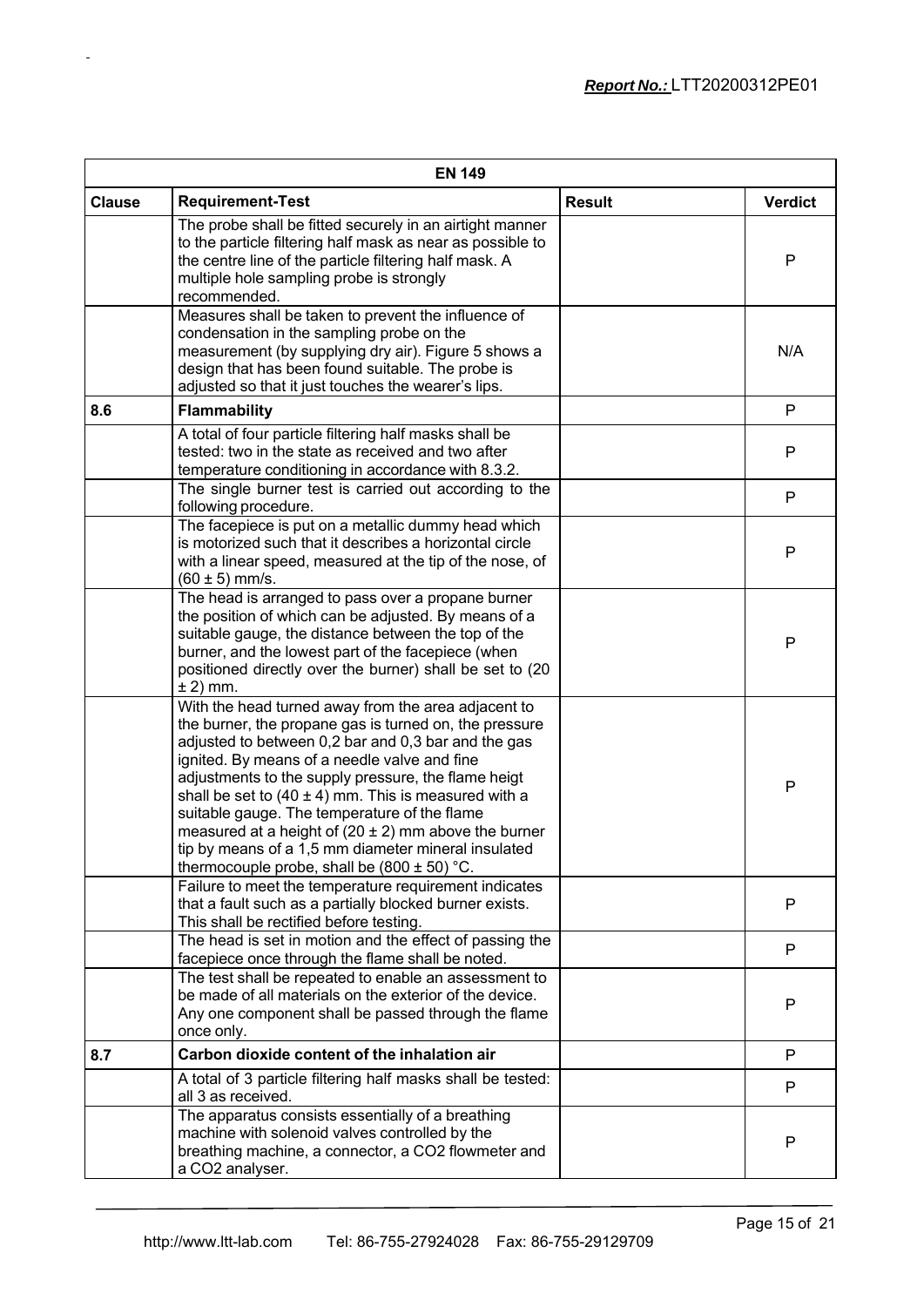| EN 149 | | | |
|---|---|---|---|
| **Clause** | **Requirement-Test** | **Result** | **Verdict** |
| | The probe shall be fitted securely in an airtight manner to the particle filtering half mask as near as possible to the centre line of the particle filtering half mask. A multiple hole sampling probe is strongly recommended. | | P |
| | Measures shall be taken to prevent the influence of condensation in the sampling probe on the measurement (by supplying dry air). Figure 5 shows a design that has been found suitable. The probe is adjusted so that it just touches the wearer's lips. | | N/A |
| **8.6** | **Flammability** | | P |
| | A total of four particle filtering half masks shall be tested: two in the state as received and two after temperature conditioning in accordance with 8.3.2. | | P |
| | The single burner test is carried out according to the following procedure. | | P |
| | The facepiece is put on a metallic dummy head which is motorized such that it describes a horizontal circle with a linear speed, measured at the tip of the nose, of (60 ± 5) mm/s. | | P |
| | The head is arranged to pass over a propane burner the position of which can be adjusted. By means of a suitable gauge, the distance between the top of the burner, and the lowest part of the facepiece (when positioned directly over the burner) shall be set to (20 ± 2) mm. | | P |
| | With the head turned away from the area adjacent to the burner, the propane gas is turned on, the pressure adjusted to between 0,2 bar and 0,3 bar and the gas ignited. By means of a needle valve and fine adjustments to the supply pressure, the flame heigt shall be set to (40 ± 4) mm. This is measured with a suitable gauge. The temperature of the flame measured at a height of (20 ± 2) mm above the burner tip by means of a 1,5 mm diameter mineral insulated thermocouple probe, shall be (800 ± 50) °C. | | P |
| | Failure to meet the temperature requirement indicates that a fault such as a partially blocked burner exists. This shall be rectified before testing. | | P |
| | The head is set in motion and the effect of passing the facepiece once through the flame shall be noted. | | P |
| | The test shall be repeated to enable an assessment to be made of all materials on the exterior of the device. Any one component shall be passed through the flame once only. | | P |
| **8.7** | **Carbon dioxide content of the inhalation air** | | P |
| | A total of 3 particle filtering half masks shall be tested: all 3 as received. | | P |
| | The apparatus consists essentially of a breathing machine with solenoid valves controlled by the breathing machine, a connector, a $CO_2$ flowmeter and a $CO_2$ analyser. | | P |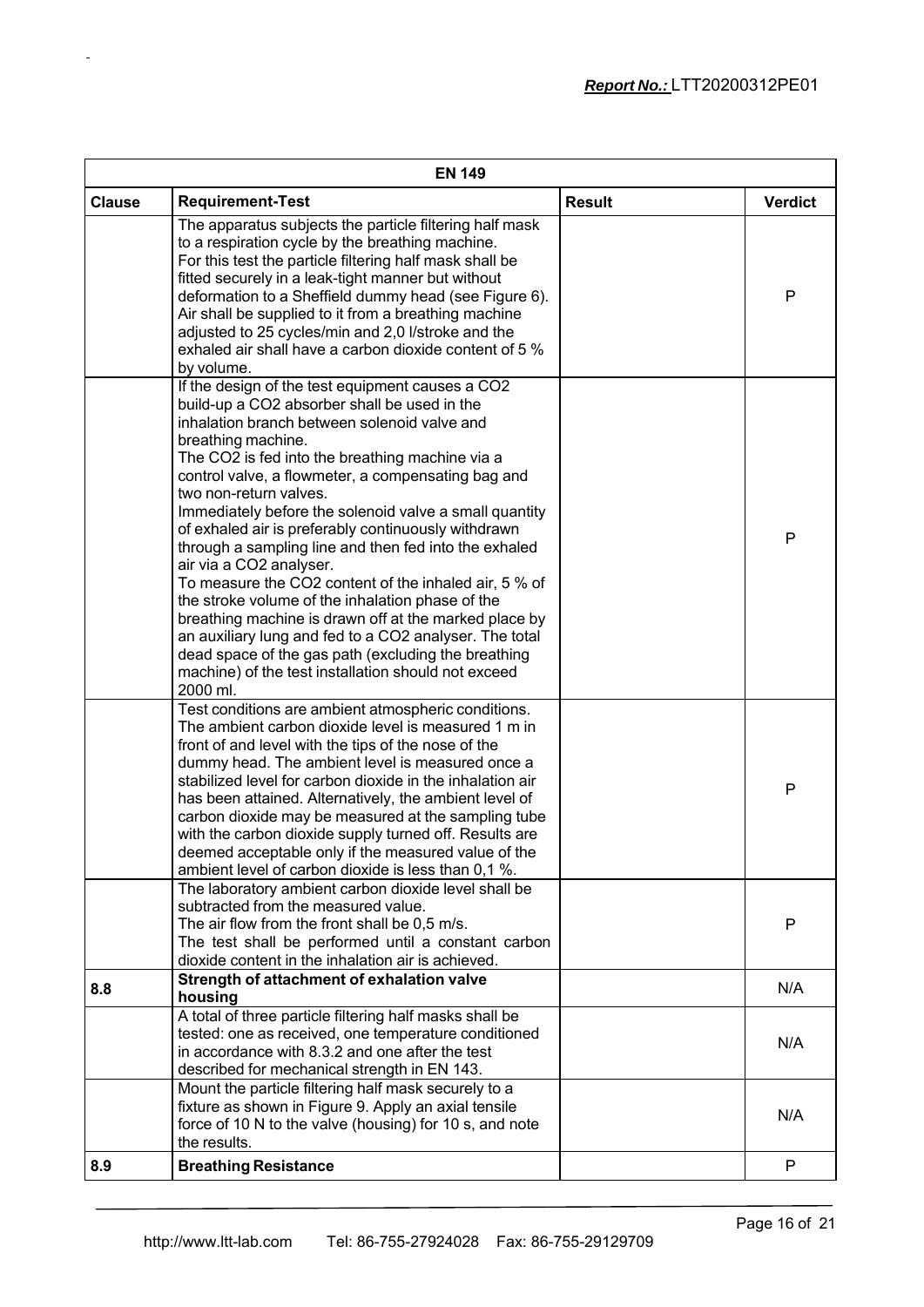| EN 149 | | | |
|---|---|---|---|
| **Clause** | **Requirement-Test** | **Result** | **Verdict** |
| | The apparatus subjects the particle filtering half mask to a respiration cycle by the breathing machine. For this test the particle filtering half mask shall be fitted securely in a leak-tight manner but without deformation to a Sheffield dummy head (see Figure 6). Air shall be supplied to it from a breathing machine adjusted to 25 cycles/min and 2,0 l/stroke and the exhaled air shall have a carbon dioxide content of 5 % by volume. | | P |
| | If the design of the test equipment causes a $CO_2$ build-up a $CO_2$ absorber shall be used in the inhalation branch between solenoid valve and breathing machine. The $CO_2$ is fed into the breathing machine via a control valve, a flowmeter, a compensating bag and two non-return valves. Immediately before the solenoid valve a small quantity of exhaled air is preferably continuously withdrawn through a sampling line and then fed into the exhaled air via a $CO_2$ analyser. To measure the $CO_2$ content of the inhaled air, 5 % of the stroke volume of the inhalation phase of the breathing machine is drawn off at the marked place by an auxiliary lung and fed to a $CO_2$ analyser. The total dead space of the gas path (excluding the breathing machine) of the test installation should not exceed 2000 ml. | | P |
| | Test conditions are ambient atmospheric conditions. The ambient carbon dioxide level is measured 1 m in front of and level with the tips of the nose of the dummy head. The ambient level is measured once a stabilized level for carbon dioxide in the inhalation air has been attained. Alternatively, the ambient level of carbon dioxide may be measured at the sampling tube with the carbon dioxide supply turned off. Results are deemed acceptable only if the measured value of the ambient level of carbon dioxide is less than 0,1 %. | | P |
| | The laboratory ambient carbon dioxide level shall be subtracted from the measured value. The air flow from the front shall be 0,5 m/s. The test shall be performed until a constant carbon dioxide content in the inhalation air is achieved. | | P |
| 8.8 | **Strength of attachment of exhalation valve housing** | | N/A |
| | A total of three particle filtering half masks shall be tested: one as received, one temperature conditioned in accordance with 8.3.2 and one after the test described for mechanical strength in EN 143. | | N/A |
| | Mount the particle filtering half mask securely to a fixture as shown in Figure 9. Apply an axial tensile force of 10 N to the valve (housing) for 10 s, and note the results. | | N/A |
| 8.9 | **Breathing Resistance** | | P |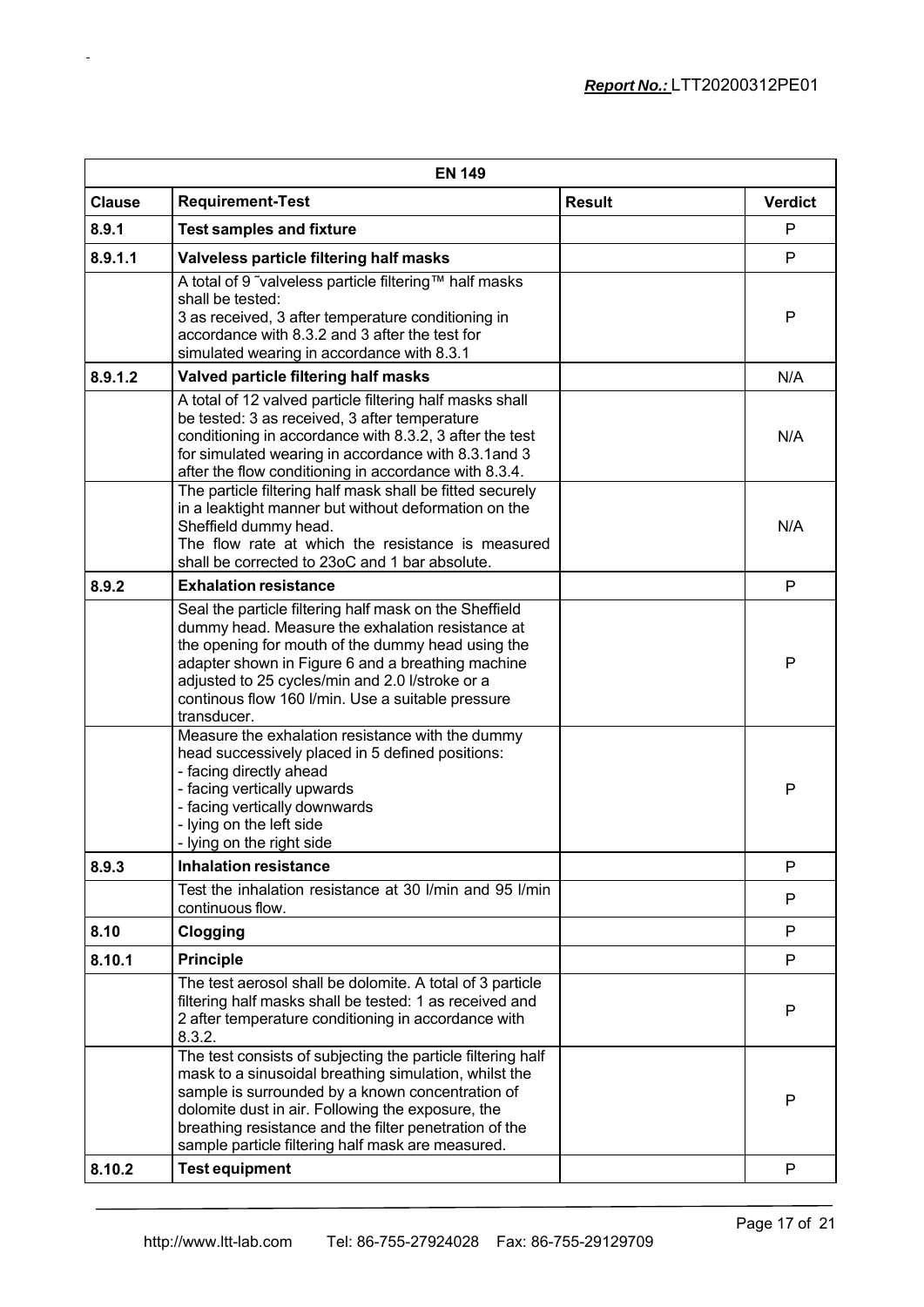| EN 149 | | | |
|---|---|---|---|
| **Clause** | **Requirement-Test** | **Result** | **Verdict** |
| **8.9.1** | **Test samples and fixture** | | P |
| **8.9.1.1** | **Valveless particle filtering half masks** | | P |
| | A total of 9 ˜valveless particle filtering™ half masks shall be tested: 3 as received, 3 after temperature conditioning in accordance with 8.3.2 and 3 after the test for simulated wearing in accordance with 8.3.1 | | P |
| **8.9.1.2** | **Valved particle filtering half masks** | | N/A |
| | A total of 12 valved particle filtering half masks shall be tested: 3 as received, 3 after temperature conditioning in accordance with 8.3.2, 3 after the test for simulated wearing in accordance with 8.3.1and 3 after the flow conditioning in accordance with 8.3.4. | | N/A |
| | The particle filtering half mask shall be fitted securely in a leaktight manner but without deformation on the Sheffield dummy head. The flow rate at which the resistance is measured shall be corrected to 23oC and 1 bar absolute. | | N/A |
| **8.9.2** | **Exhalation resistance** | | P |
| | Seal the particle filtering half mask on the Sheffield dummy head. Measure the exhalation resistance at the opening for mouth of the dummy head using the adapter shown in Figure 6 and a breathing machine adjusted to 25 cycles/min and 2.0 l/stroke or a continous flow 160 l/min. Use a suitable pressure transducer. | | P |
| | Measure the exhalation resistance with the dummy head successively placed in 5 defined positions:<br>- facing directly ahead<br>- facing vertically upwards<br>- facing vertically downwards<br>- lying on the left side<br>- lying on the right side | | P |
| **8.9.3** | **Inhalation resistance** | | P |
| | Test the inhalation resistance at 30 l/min and 95 l/min continuous flow. | | P |
| **8.10** | **Clogging** | | P |
| **8.10.1** | **Principle** | | P |
| | The test aerosol shall be dolomite. A total of 3 particle filtering half masks shall be tested: 1 as received and 2 after temperature conditioning in accordance with 8.3.2. | | P |
| | The test consists of subjecting the particle filtering half mask to a sinusoidal breathing simulation, whilst the sample is surrounded by a known concentration of dolomite dust in air. Following the exposure, the breathing resistance and the filter penetration of the sample particle filtering half mask are measured. | | P |
| **8.10.2** | **Test equipment** | | P |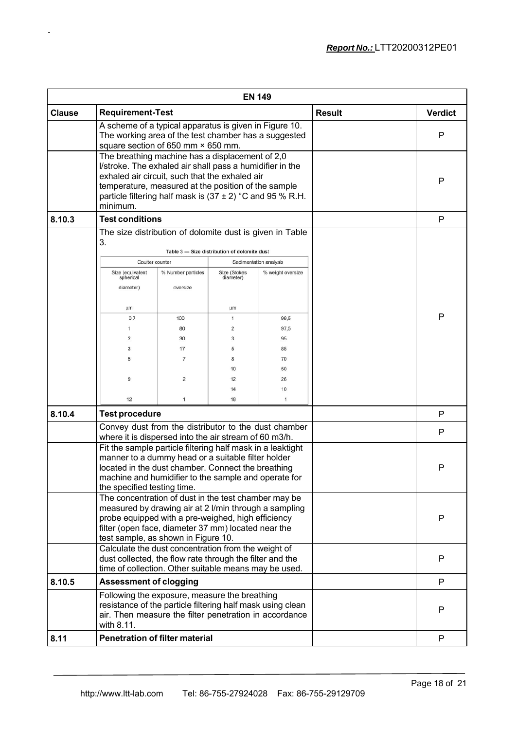| EN 149 | | | |
|---|---|---|---|
| **Clause** | **Requirement-Test** | **Result** | **Verdict** |
| | A scheme of a typical apparatus is given in Figure 10. The working area of the test chamber has a suggested square section of 650 mm × 650 mm. | | P |
| | The breathing machine has a displacement of 2,0 l/stroke. The exhaled air shall pass a humidifier in the exhaled air circuit, such that the exhaled air temperature, measured at the position of the sample particle filtering half mask is (37 ± 2) °C and 95 % R.H. minimum. | | P |
| **8.10.3** | **Test conditions** | | P |
| | The size distribution of dolomite dust is given in Table 3. (see Table 3 below) | | P |
| **8.10.4** | **Test procedure** | | P |
| | Convey dust from the distributor to the dust chamber where it is dispersed into the air stream of 60 m3/h. | | P |
| | Fit the sample particle filtering half mask in a leaktight manner to a dummy head or a suitable filter holder located in the dust chamber. Connect the breathing machine and humidifier to the sample and operate for the specified testing time. | | P |
| | The concentration of dust in the test chamber may be measured by drawing air at 2 l/min through a sampling probe equipped with a pre-weighed, high efficiency filter (open face, diameter 37 mm) located near the test sample, as shown in Figure 10. | | P |
| | Calculate the dust concentration from the weight of dust collected, the flow rate through the filter and the time of collection. Other suitable means may be used. | | P |
| **8.10.5** | **Assessment of clogging** | | P |
| | Following the exposure, measure the breathing resistance of the particle filtering half mask using clean air. Then measure the filter penetration in accordance with 8.11. | | P |
| **8.11** | **Penetration of filter material** | | P |

Table 3 — Size distribution of dolomite dust

| Coulter counter | | Sedimentation analysis | |
|---|---|---|---|
| Size (equivalent spherical diameter) µm | % Number particles oversize | Size (Stokes diameter) µm | % weight oversize |
| 0,7 | 100 | 1 | 99,5 |
| 1 | 80 | 2 | 97,5 |
| 2 | 30 | 3 | 95 |
| 3 | 17 | 5 | 85 |
| 5 | 7 | 8 | 70 |
| | | 10 | 50 |
| 9 | 2 | 12 | 26 |
| | | 14 | 10 |
| 12 | 1 | 18 | 1 |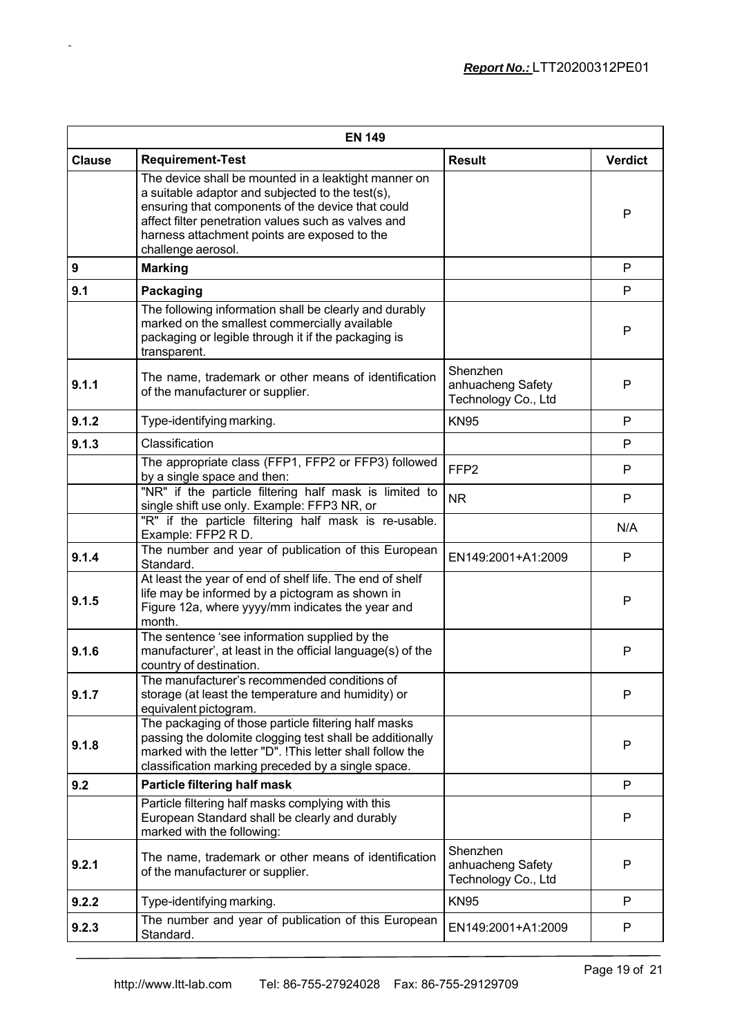| EN 149 | | | |
|---|---|---|---|
| **Clause** | **Requirement-Test** | **Result** | **Verdict** |
| | The device shall be mounted in a leaktight manner on a suitable adaptor and subjected to the test(s), ensuring that components of the device that could affect filter penetration values such as valves and harness attachment points are exposed to the challenge aerosol. | | P |
| **9** | **Marking** | | P |
| **9.1** | **Packaging** | | P |
| | The following information shall be clearly and durably marked on the smallest commercially available packaging or legible through it if the packaging is transparent. | | P |
| **9.1.1** | The name, trademark or other means of identification of the manufacturer or supplier. | Shenzhen anhuacheng Safety Technology Co., Ltd | P |
| **9.1.2** | Type-identifying marking. | KN95 | P |
| **9.1.3** | Classification | | P |
| | The appropriate class (FFP1, FFP2 or FFP3) followed by a single space and then: | FFP2 | P |
| | "NR" if the particle filtering half mask is limited to single shift use only. Example: FFP3 NR, or | NR | P |
| | "R" if the particle filtering half mask is re-usable. Example: FFP2 R D. | | N/A |
| **9.1.4** | The number and year of publication of this European Standard. | EN149:2001+A1:2009 | P |
| **9.1.5** | At least the year of end of shelf life. The end of shelf life may be informed by a pictogram as shown in Figure 12a, where yyyy/mm indicates the year and month. | | P |
| **9.1.6** | The sentence 'see information supplied by the manufacturer', at least in the official language(s) of the country of destination. | | P |
| **9.1.7** | The manufacturer's recommended conditions of storage (at least the temperature and humidity) or equivalent pictogram. | | P |
| **9.1.8** | The packaging of those particle filtering half masks passing the dolomite clogging test shall be additionally marked with the letter "D". !This letter shall follow the classification marking preceded by a single space. | | P |
| **9.2** | **Particle filtering half mask** | | P |
| | Particle filtering half masks complying with this European Standard shall be clearly and durably marked with the following: | | P |
| **9.2.1** | The name, trademark or other means of identification of the manufacturer or supplier. | Shenzhen anhuacheng Safety Technology Co., Ltd | P |
| **9.2.2** | Type-identifying marking. | KN95 | P |
| **9.2.3** | The number and year of publication of this European Standard. | EN149:2001+A1:2009 | P |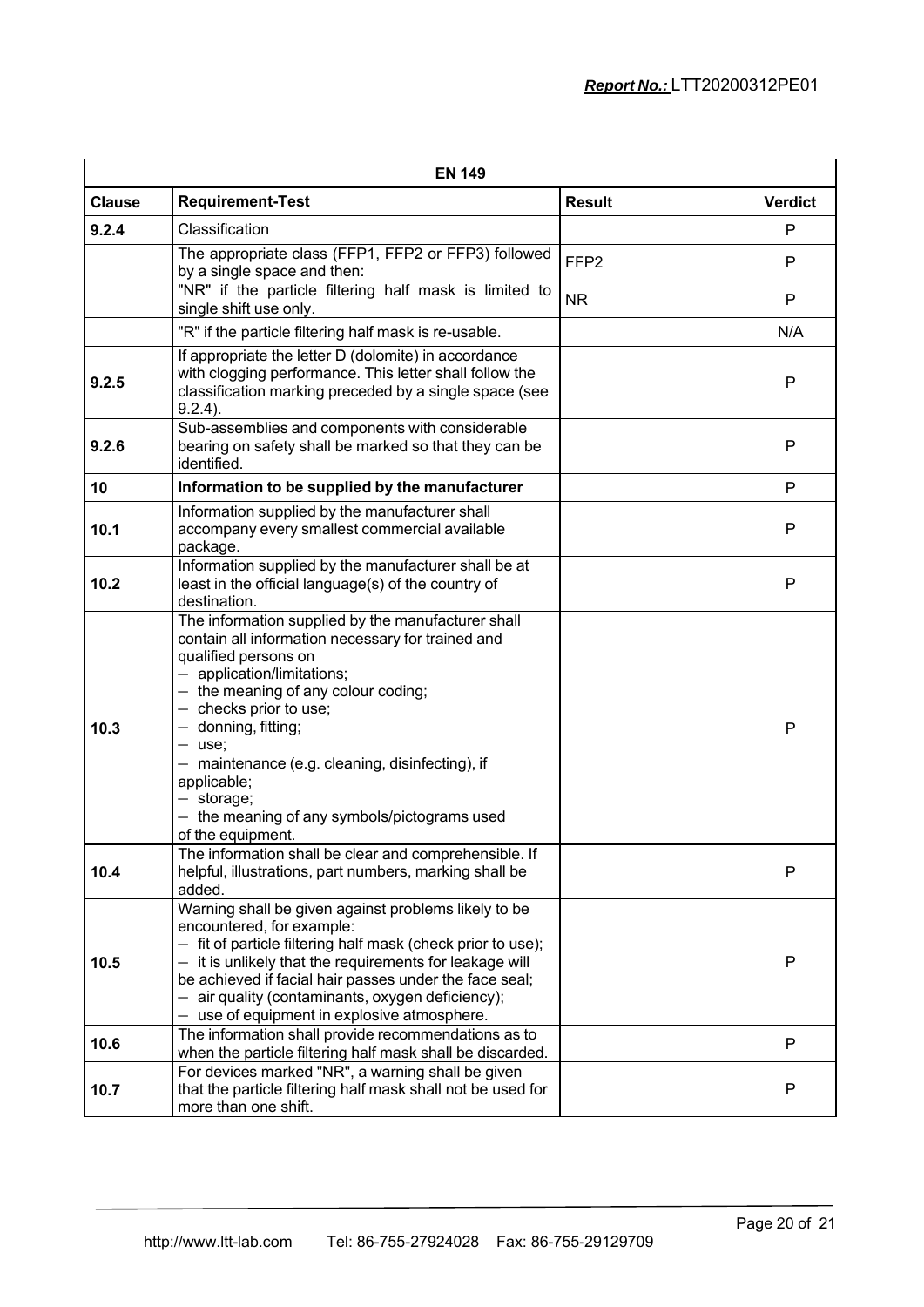| EN 149 | | | |
|---|---|---|---|
| **Clause** | **Requirement-Test** | **Result** | **Verdict** |
| **9.2.4** | Classification | | P |
| | The appropriate class (FFP1, FFP2 or FFP3) followed by a single space and then: | FFP2 | P |
| | "NR" if the particle filtering half mask is limited to single shift use only. | NR | P |
| | "R" if the particle filtering half mask is re-usable. | | N/A |
| **9.2.5** | If appropriate the letter D (dolomite) in accordance with clogging performance. This letter shall follow the classification marking preceded by a single space (see 9.2.4). | | P |
| **9.2.6** | Sub-assemblies and components with considerable bearing on safety shall be marked so that they can be identified. | | P |
| **10** | **Information to be supplied by the manufacturer** | | P |
| **10.1** | Information supplied by the manufacturer shall accompany every smallest commercial available package. | | P |
| **10.2** | Information supplied by the manufacturer shall be at least in the official language(s) of the country of destination. | | P |
| **10.3** | The information supplied by the manufacturer shall contain all information necessary for trained and qualified persons on<br>— application/limitations;<br>— the meaning of any colour coding;<br>— checks prior to use;<br>— donning, fitting;<br>— use;<br>— maintenance (e.g. cleaning, disinfecting), if applicable;<br>— storage;<br>— the meaning of any symbols/pictograms used of the equipment. | | P |
| **10.4** | The information shall be clear and comprehensible. If helpful, illustrations, part numbers, marking shall be added. | | P |
| **10.5** | Warning shall be given against problems likely to be encountered, for example:<br>— fit of particle filtering half mask (check prior to use);<br>— it is unlikely that the requirements for leakage will be achieved if facial hair passes under the face seal;<br>— air quality (contaminants, oxygen deficiency);<br>— use of equipment in explosive atmosphere. | | P |
| **10.6** | The information shall provide recommendations as to when the particle filtering half mask shall be discarded. | | P |
| **10.7** | For devices marked "NR", a warning shall be given that the particle filtering half mask shall not be used for more than one shift. | | P |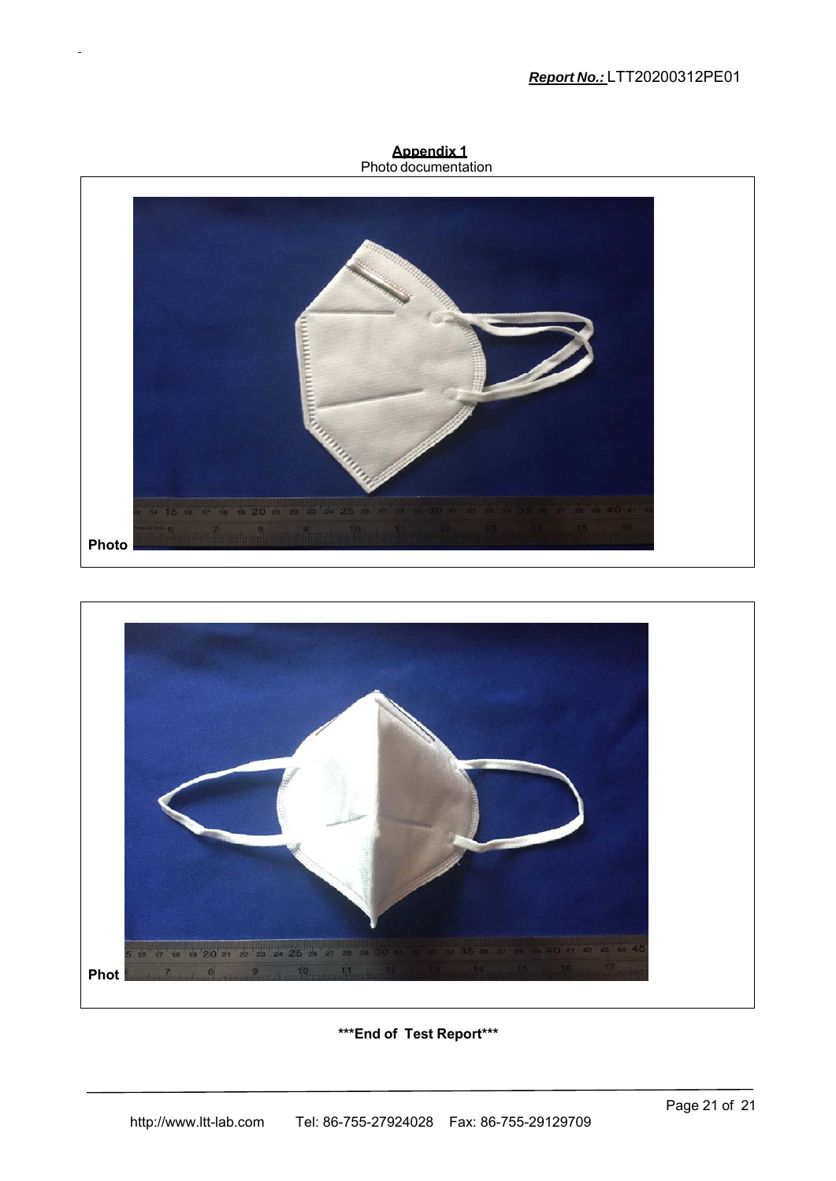**Appendix 1**

Photo documentation

Photo

Phot

***End of Test Report***